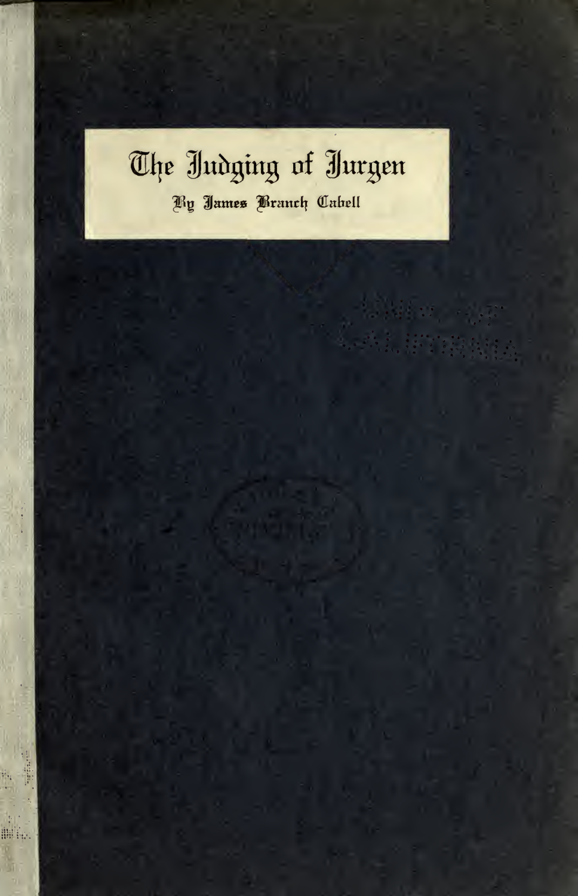# The Judging of Jurgen

By James Branch Cabell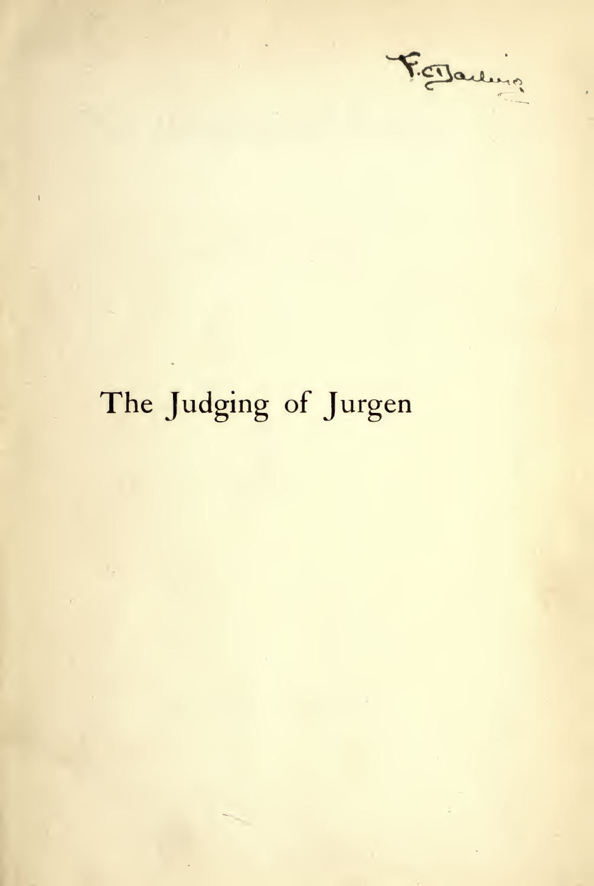F. C. Darling

# The Judging of Jurgen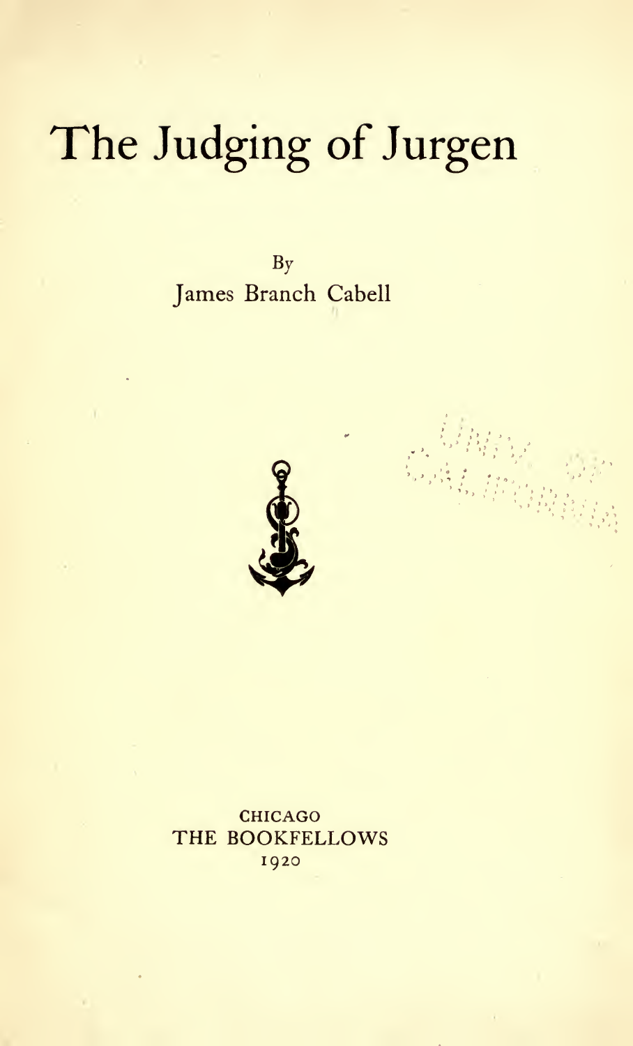# The Judging of Jurgen

By

James Branch Cabell

CHICAGO
THE BOOKFELLOWS
1920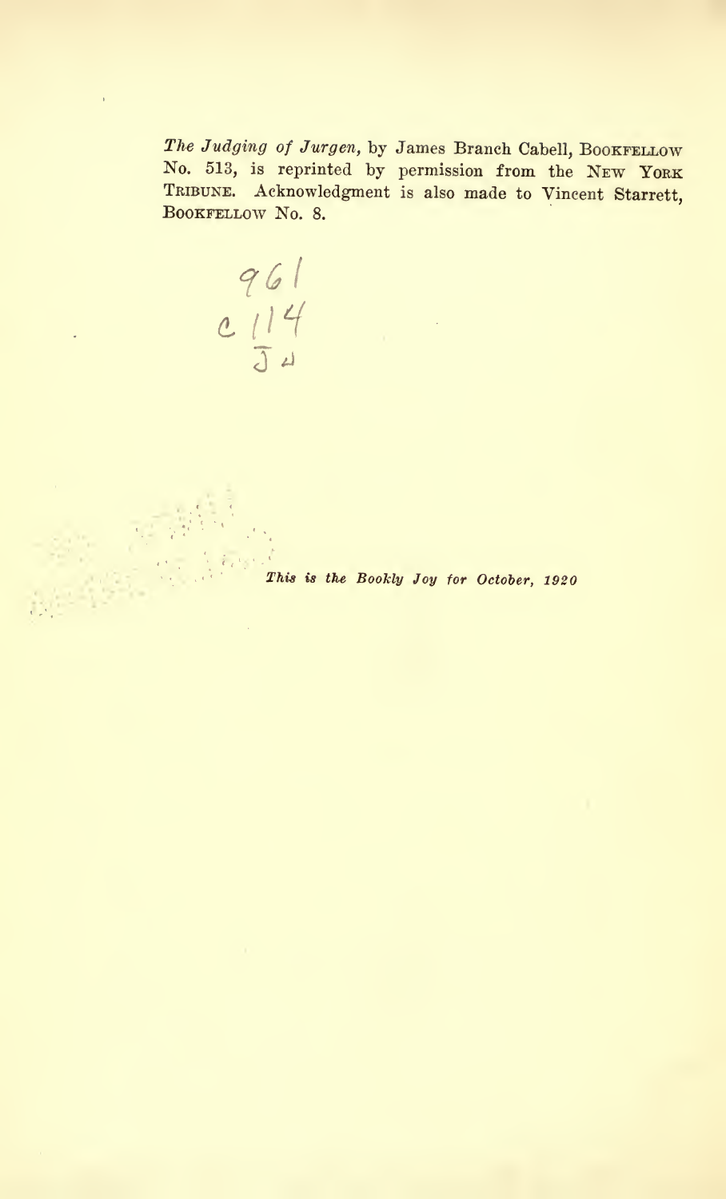*The Judging of Jurgen*, by James Branch Cabell, BOOKFELLOW No. 513, is reprinted by permission from the NEW YORK TRIBUNE. Acknowledgment is also made to Vincent Starrett, BOOKFELLOW No. 8.

961
C 114
J4

*This is the Bookly Joy for October, 1920*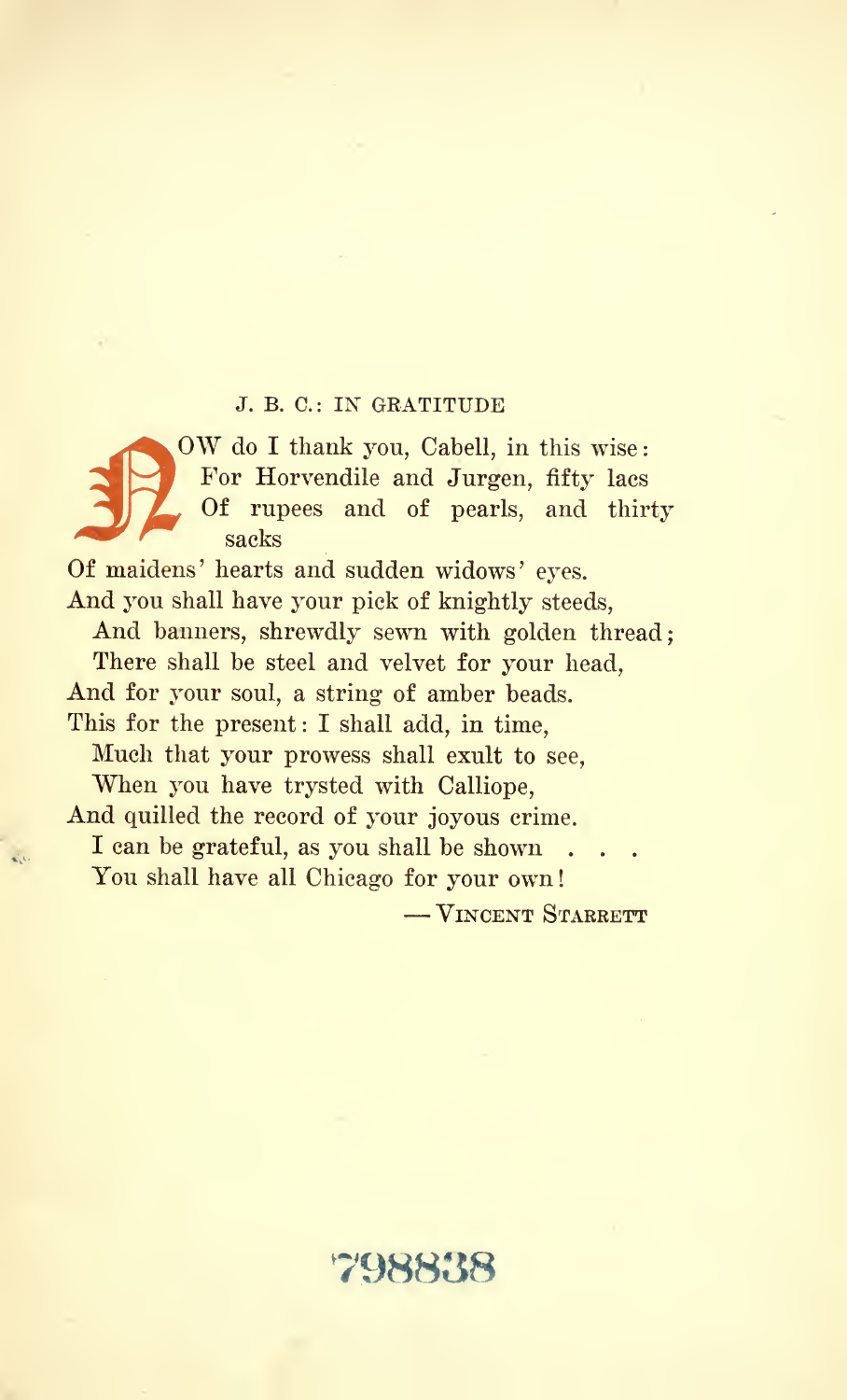J. B. C.: IN GRATITUDE

NOW do I thank you, Cabell, in this wise:
For Horvendile and Jurgen, fifty lacs
Of rupees and of pearls, and thirty sacks
Of maidens' hearts and sudden widows' eyes.
And you shall have your pick of knightly steeds,
And banners, shrewdly sewn with golden thread;
There shall be steel and velvet for your head,
And for your soul, a string of amber beads.
This for the present: I shall add, in time,
Much that your prowess shall exult to see,
When you have trysted with Calliope,
And quilled the record of your joyous crime.
I can be grateful, as you shall be shown . . .
You shall have all Chicago for your own!

— VINCENT STARRETT

798838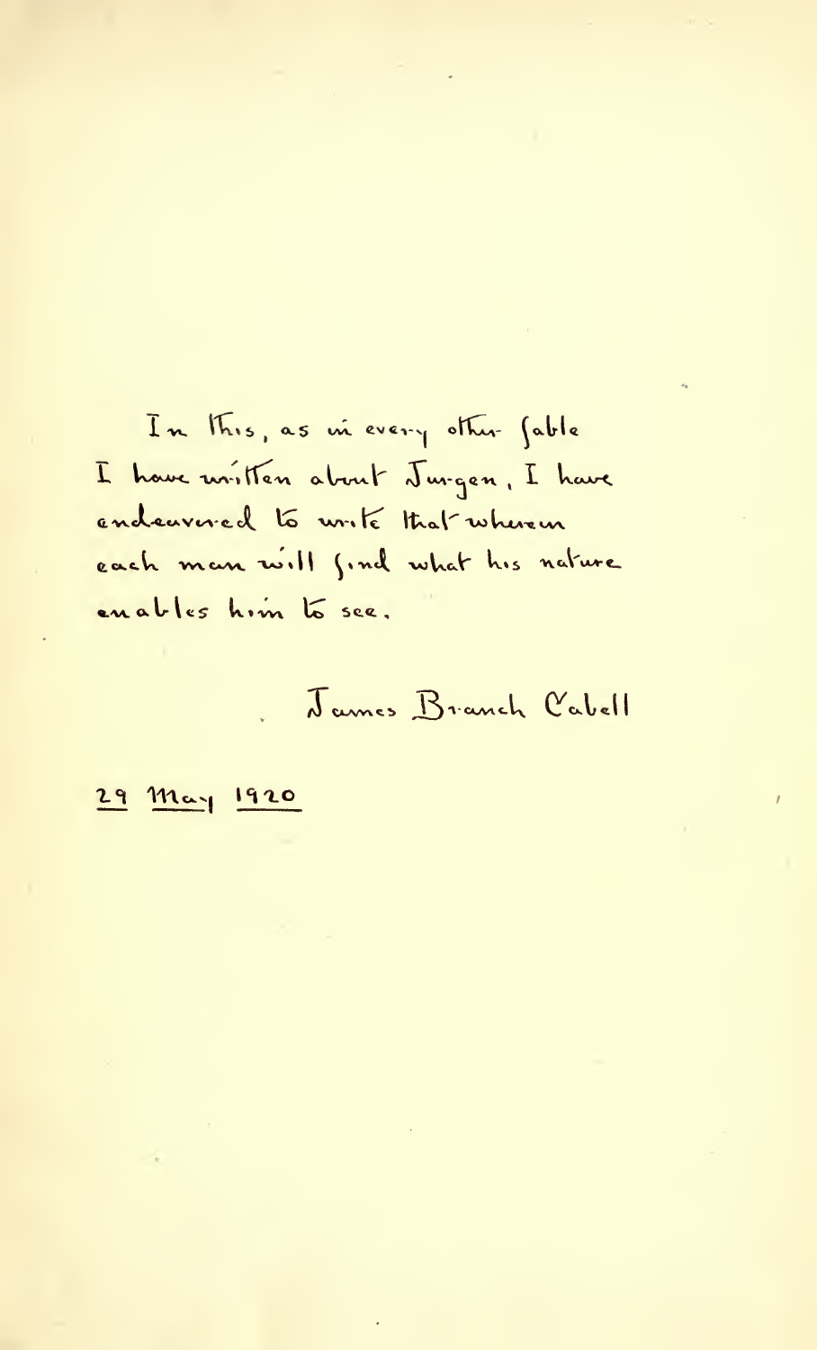In this, as in every other fable
I have written about Jurgen, I have
endeavored to write that wherein
each man will find what his nature
enables him to see.

James Branch Cabell

29 May 1920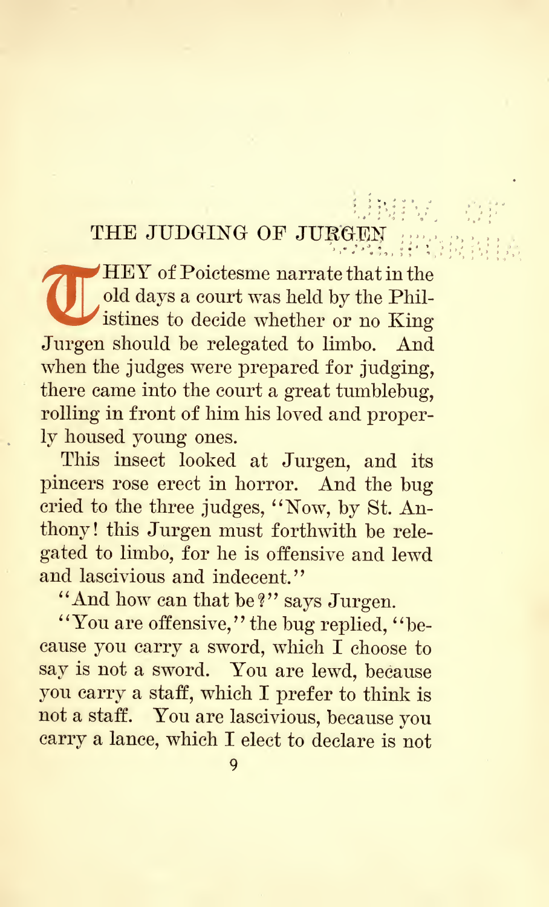## THE JUDGING OF JURGEN

THEY of Poictesme narrate that in the old days a court was held by the Philistines to decide whether or no King Jurgen should be relegated to limbo. And when the judges were prepared for judging, there came into the court a great tumblebug, rolling in front of him his loved and properly housed young ones.

This insect looked at Jurgen, and its pincers rose erect in horror. And the bug cried to the three judges, "Now, by St. Anthony! this Jurgen must forthwith be relegated to limbo, for he is offensive and lewd and lascivious and indecent."

"And how can that be?" says Jurgen.

"You are offensive," the bug replied, "because you carry a sword, which I choose to say is not a sword. You are lewd, because you carry a staff, which I prefer to think is not a staff. You are lascivious, because you carry a lance, which I elect to declare is not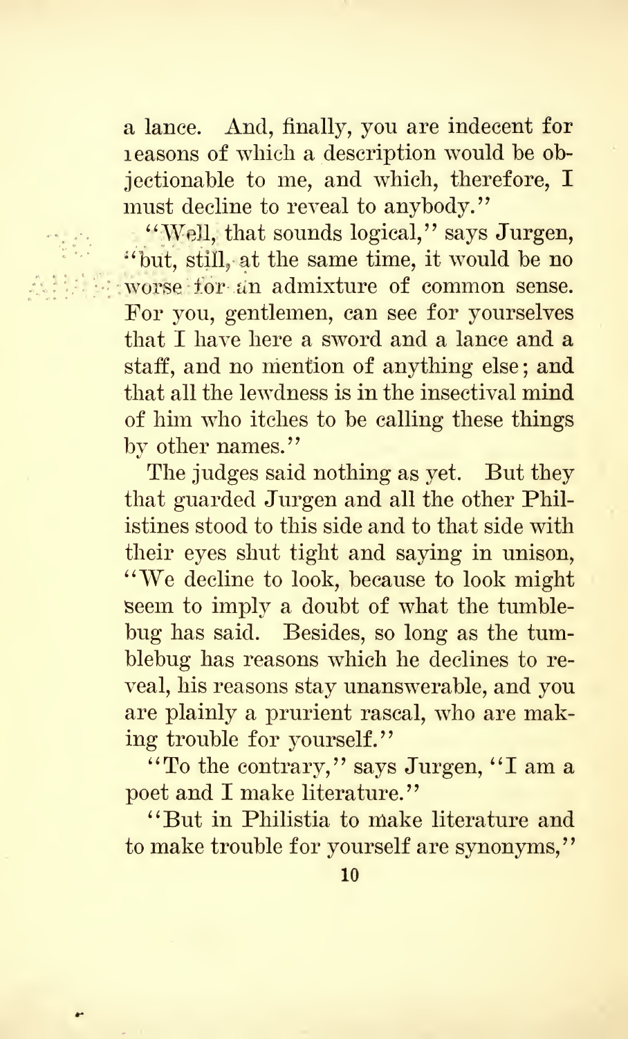a lance. And, finally, you are indecent for reasons of which a description would be objectionable to me, and which, therefore, I must decline to reveal to anybody."

"Well, that sounds logical," says Jurgen, "but, still, at the same time, it would be no worse for an admixture of common sense. For you, gentlemen, can see for yourselves that I have here a sword and a lance and a staff, and no mention of anything else; and that all the lewdness is in the insectival mind of him who itches to be calling these things by other names."

The judges said nothing as yet. But they that guarded Jurgen and all the other Philistines stood to this side and to that side with their eyes shut tight and saying in unison, "We decline to look, because to look might seem to imply a doubt of what the tumblebug has said. Besides, so long as the tumblebug has reasons which he declines to reveal, his reasons stay unanswerable, and you are plainly a prurient rascal, who are making trouble for yourself."

"To the contrary," says Jurgen, "I am a poet and I make literature."

"But in Philistia to make literature and to make trouble for yourself are synonyms,"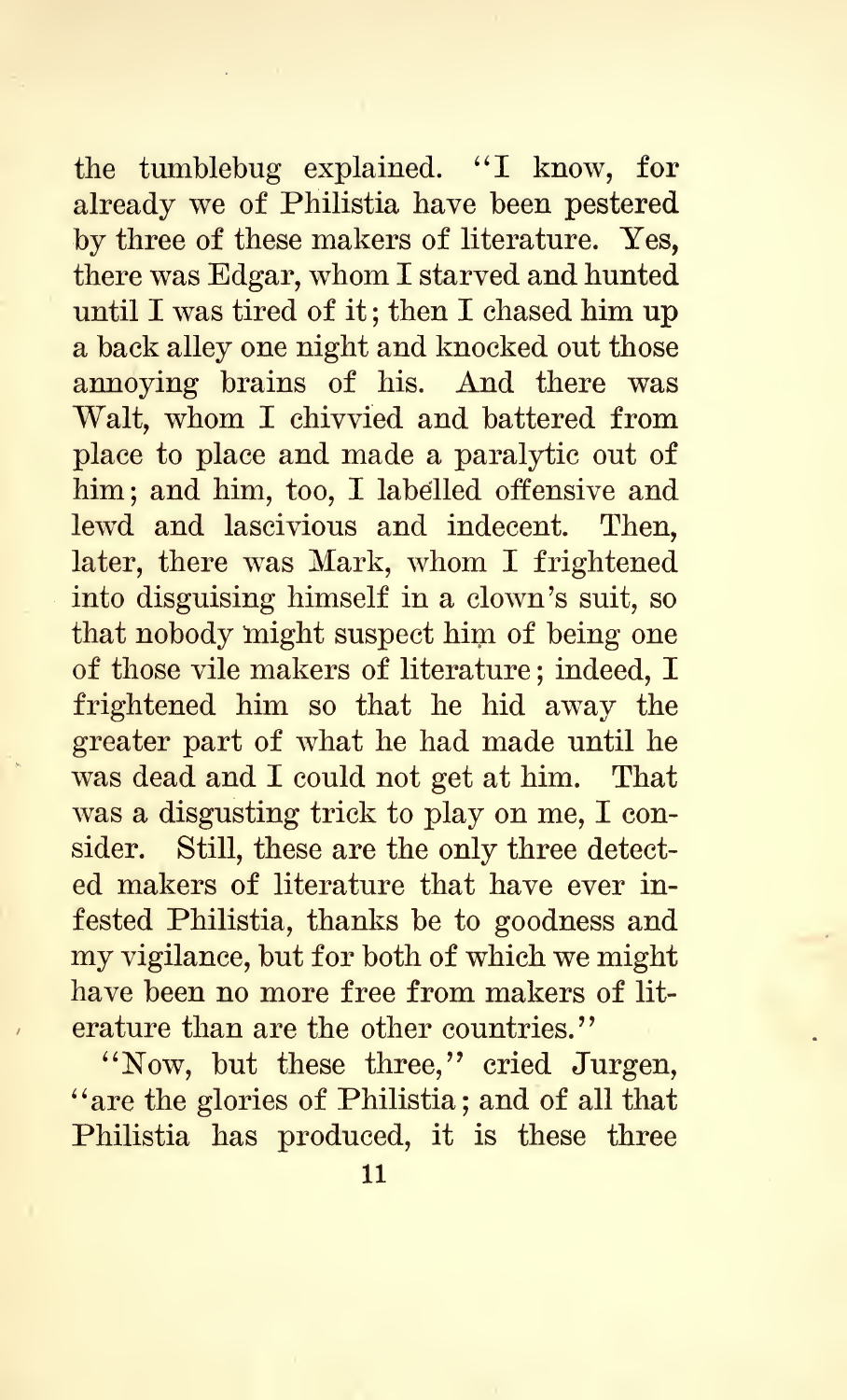the tumblebug explained. "I know, for already we of Philistia have been pestered by three of these makers of literature. Yes, there was Edgar, whom I starved and hunted until I was tired of it; then I chased him up a back alley one night and knocked out those annoying brains of his. And there was Walt, whom I chivvied and battered from place to place and made a paralytic out of him; and him, too, I labelled offensive and lewd and lascivious and indecent. Then, later, there was Mark, whom I frightened into disguising himself in a clown's suit, so that nobody might suspect him of being one of those vile makers of literature; indeed, I frightened him so that he hid away the greater part of what he had made until he was dead and I could not get at him. That was a disgusting trick to play on me, I consider. Still, these are the only three detected makers of literature that have ever infested Philistia, thanks be to goodness and my vigilance, but for both of which we might have been no more free from makers of literature than are the other countries."

"Now, but these three," cried Jurgen, "are the glories of Philistia; and of all that Philistia has produced, it is these three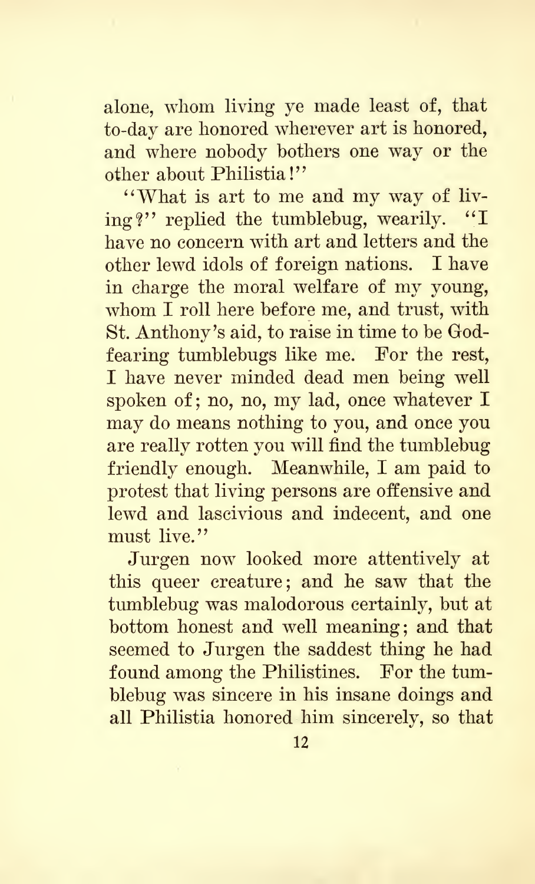alone, whom living ye made least of, that to-day are honored wherever art is honored, and where nobody bothers one way or the other about Philistia!"

"What is art to me and my way of living?" replied the tumblebug, wearily. "I have no concern with art and letters and the other lewd idols of foreign nations. I have in charge the moral welfare of my young, whom I roll here before me, and trust, with St. Anthony's aid, to raise in time to be God-fearing tumblebugs like me. For the rest, I have never minded dead men being well spoken of; no, no, my lad, once whatever I may do means nothing to you, and once you are really rotten you will find the tumblebug friendly enough. Meanwhile, I am paid to protest that living persons are offensive and lewd and lascivious and indecent, and one must live."

Jurgen now looked more attentively at this queer creature; and he saw that the tumblebug was malodorous certainly, but at bottom honest and well meaning; and that seemed to Jurgen the saddest thing he had found among the Philistines. For the tumblebug was sincere in his insane doings and all Philistia honored him sincerely, so that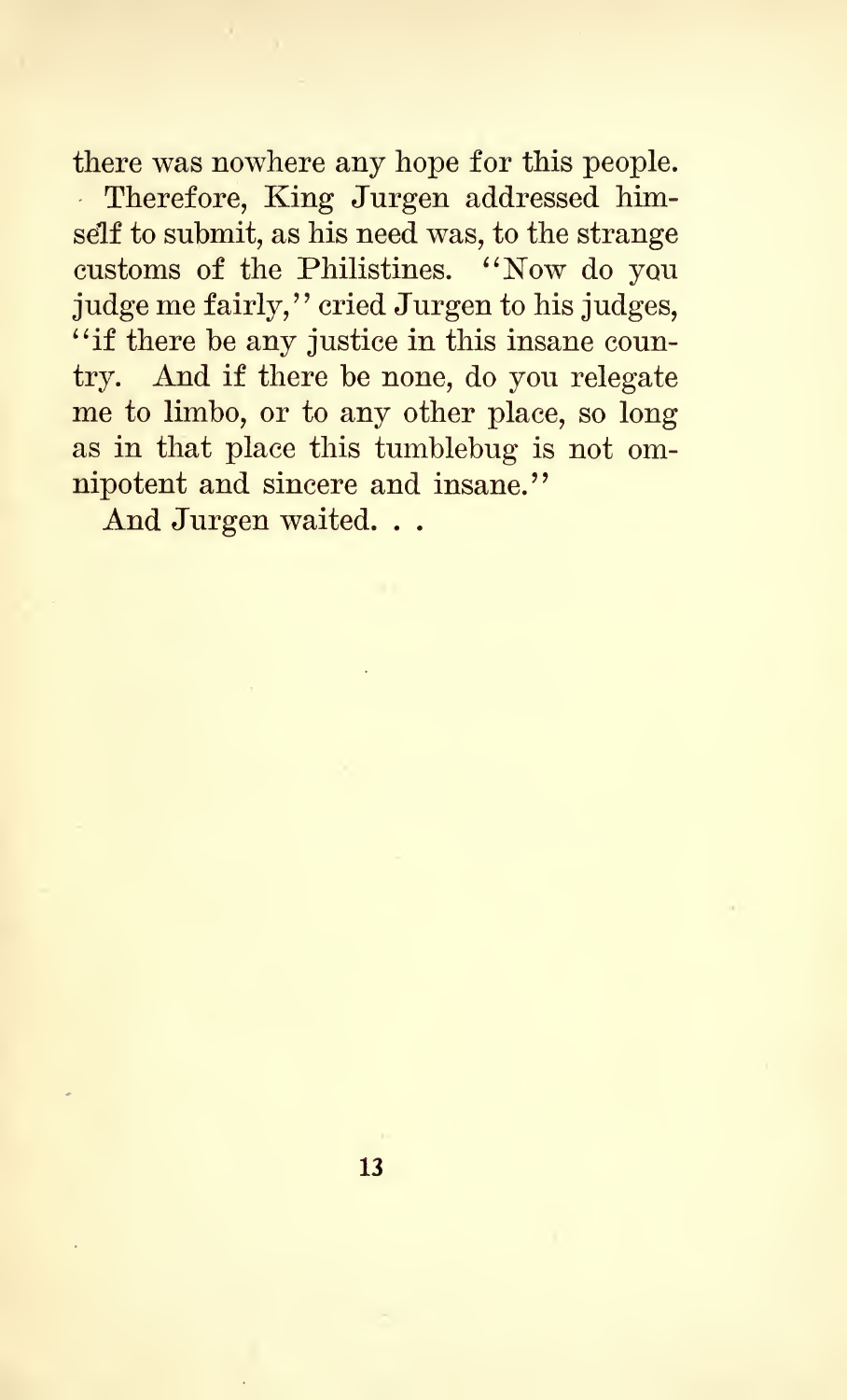there was nowhere any hope for this people.

Therefore, King Jurgen addressed himself to submit, as his need was, to the strange customs of the Philistines. "Now do you judge me fairly," cried Jurgen to his judges, "if there be any justice in this insane country. And if there be none, do you relegate me to limbo, or to any other place, so long as in that place this tumblebug is not omnipotent and sincere and insane."

And Jurgen waited. . .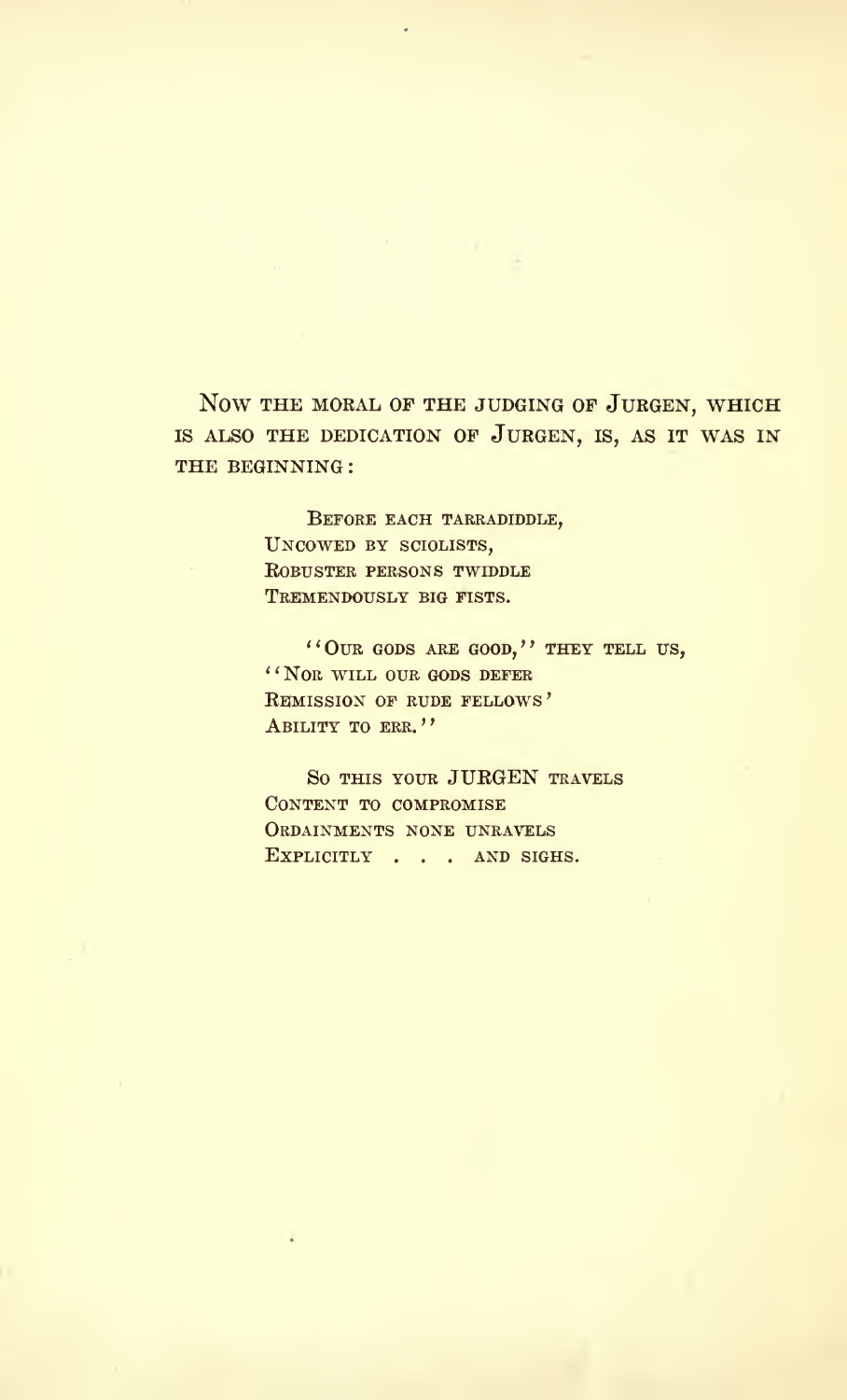Now the moral of the judging of Jurgen, which is also the dedication of Jurgen, is, as it was in the beginning:

> Before each tarradiddle,
> Uncowed by sciolists,
> Robuster persons twiddle
> Tremendously big fists.
>
> "Our gods are good," they tell us,
> "Nor will our gods defer
> Remission of rude fellows'
> Ability to err."
>
> So this your JURGEN travels
> Content to compromise
> Ordainments none unravels
> Explicitly . . . and sighs.